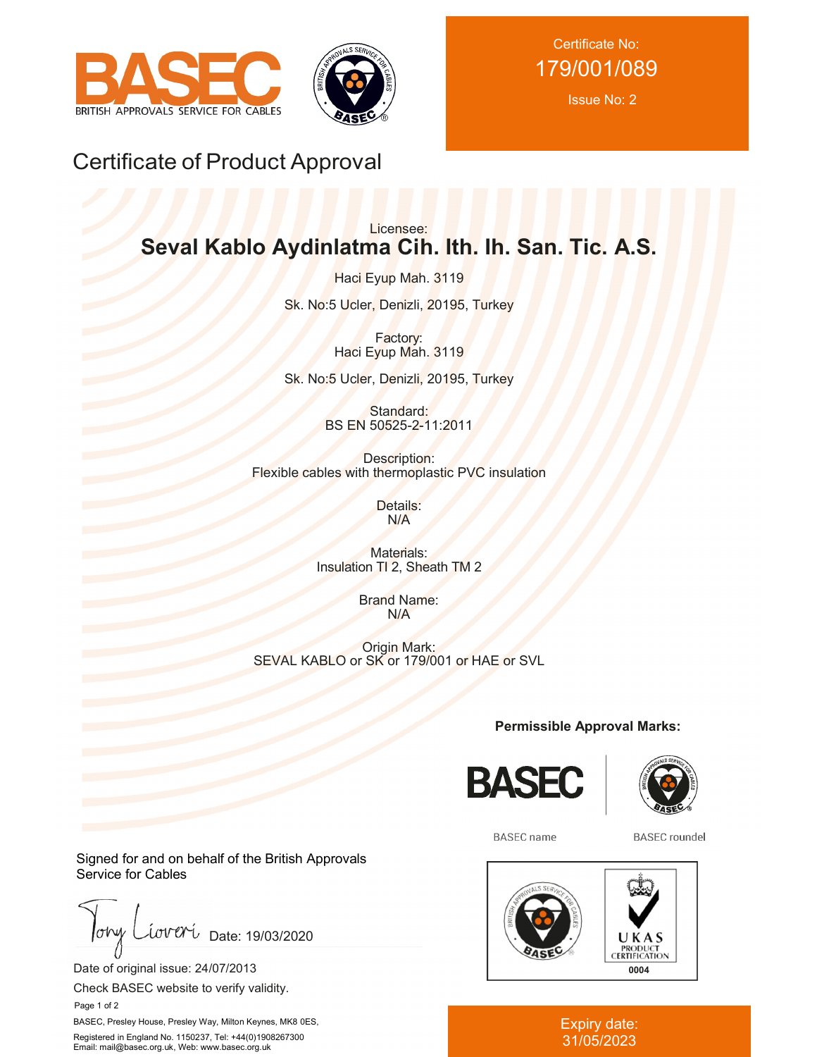BASEC

BRITISH APPROVALS SERVICE FOR CABLES

Certificate No:
179/001/089

Issue No: 2

# Certificate of Product Approval

Licensee:
**Seval Kablo Aydinlatma Cih. Ith. Ih. San. Tic. A.S.**

Haci Eyup Mah. 3119

Sk. No:5 Ucler, Denizli, 20195, Turkey

Factory:
Haci Eyup Mah. 3119

Sk. No:5 Ucler, Denizli, 20195, Turkey

Standard:
BS EN 50525-2-11:2011

Description:
Flexible cables with thermoplastic PVC insulation

Details:
N/A

Materials:
Insulation TI 2, Sheath TM 2

Brand Name:
N/A

Origin Mark:
SEVAL KABLO or SK or 179/001 or HAE or SVL

**Permissible Approval Marks:**

BASEC name

BASEC roundel

UKAS PRODUCT CERTIFICATION 0004

Signed for and on behalf of the British Approvals Service for Cables

Date: 19/03/2020

Date of original issue: 24/07/2013

Check BASEC website to verify validity.

BASEC, Presley House, Presley Way, Milton Keynes, MK8 0ES,

Registered in England No. 1150237, Tel: +44(0)1908267300
Email: mail@basec.org.uk, Web: www.basec.org.uk

Expiry date:
31/05/2023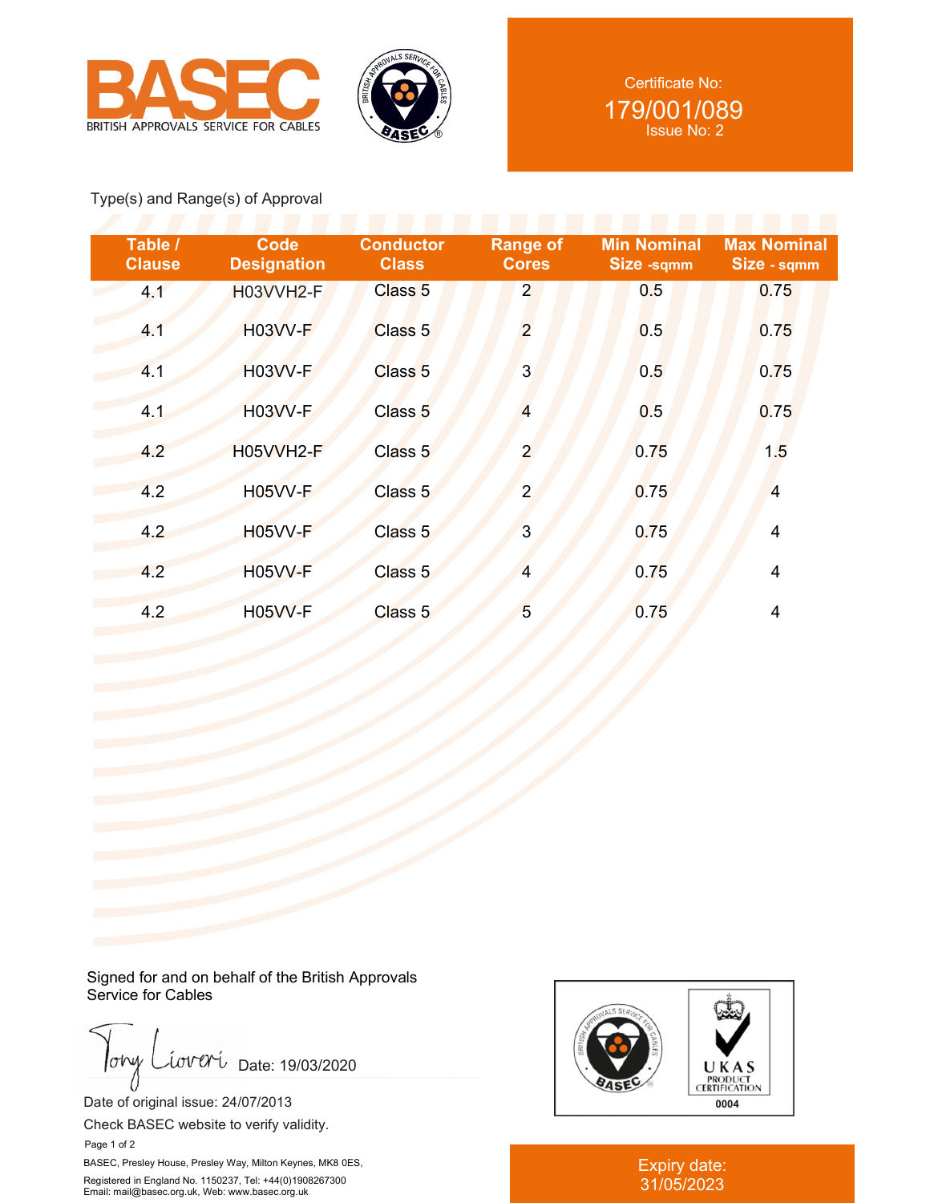BASEC

BRITISH APPROVALS SERVICE FOR CABLES

Certificate No:

179/001/089

Issue No: 2

Type(s) and Range(s) of Approval

| Table / Clause | Code Designation | Conductor Class | Range of Cores | Min Nominal Size -sqmm | Max Nominal Size - sqmm |
|---|---|---|---|---|---|
| 4.1 | H03VVH2-F | Class 5 | 2 | 0.5 | 0.75 |
| 4.1 | H03VV-F | Class 5 | 2 | 0.5 | 0.75 |
| 4.1 | H03VV-F | Class 5 | 3 | 0.5 | 0.75 |
| 4.1 | H03VV-F | Class 5 | 4 | 0.5 | 0.75 |
| 4.2 | H05VVH2-F | Class 5 | 2 | 0.75 | 1.5 |
| 4.2 | H05VV-F | Class 5 | 2 | 0.75 | 4 |
| 4.2 | H05VV-F | Class 5 | 3 | 0.75 | 4 |
| 4.2 | H05VV-F | Class 5 | 4 | 0.75 | 4 |
| 4.2 | H05VV-F | Class 5 | 5 | 0.75 | 4 |

Signed for and on behalf of the British Approvals Service for Cables

Tony Liaveri Date: 19/03/2020

Date of original issue: 24/07/2013

Check BASEC website to verify validity.

UKAS PRODUCT CERTIFICATION 0004

BASEC, Presley House, Presley Way, Milton Keynes, MK8 0ES,

Registered in England No. 1150237, Tel: +44(0)1908267300

Email: mail@basec.org.uk, Web: www.basec.org.uk

Expiry date:
31/05/2023